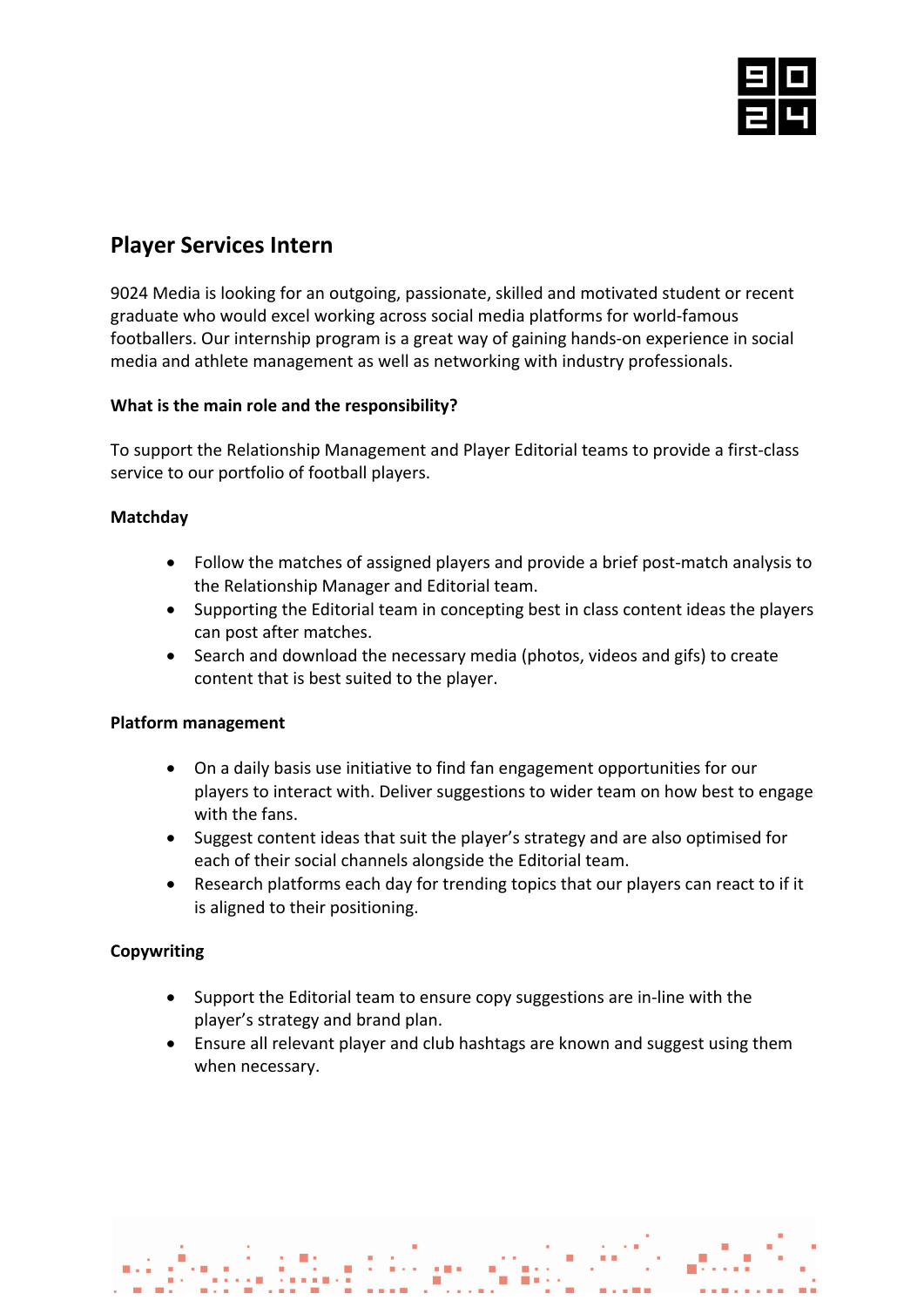# Player Services Intern

9024 Media is looking for an outgoing, passionate, skilled and motivated student or recent graduate who would excel working across social media platforms for world-famous footballers. Our internship program is a great way of gaining hands-on experience in social media and athlete management as well as networking with industry professionals.

**What is the main role and the responsibility?**

To support the Relationship Management and Player Editorial teams to provide a first-class service to our portfolio of football players.

**Matchday**

- Follow the matches of assigned players and provide a brief post-match analysis to the Relationship Manager and Editorial team.
- Supporting the Editorial team in concepting best in class content ideas the players can post after matches.
- Search and download the necessary media (photos, videos and gifs) to create content that is best suited to the player.

**Platform management**

- On a daily basis use initiative to find fan engagement opportunities for our players to interact with. Deliver suggestions to wider team on how best to engage with the fans.
- Suggest content ideas that suit the player's strategy and are also optimised for each of their social channels alongside the Editorial team.
- Research platforms each day for trending topics that our players can react to if it is aligned to their positioning.

**Copywriting**

- Support the Editorial team to ensure copy suggestions are in-line with the player's strategy and brand plan.
- Ensure all relevant player and club hashtags are known and suggest using them when necessary.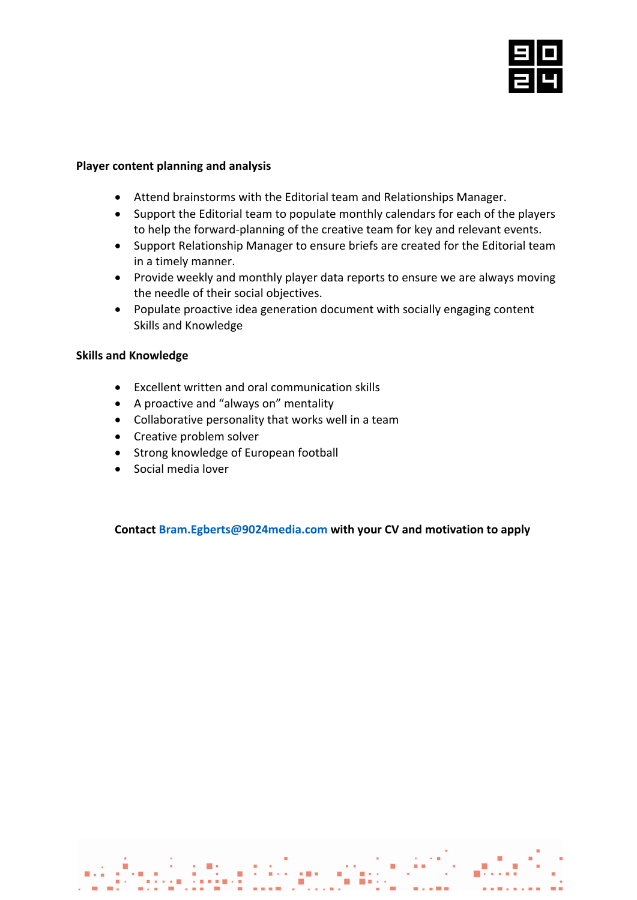**Player content planning and analysis**

- Attend brainstorms with the Editorial team and Relationships Manager.
- Support the Editorial team to populate monthly calendars for each of the players to help the forward-planning of the creative team for key and relevant events.
- Support Relationship Manager to ensure briefs are created for the Editorial team in a timely manner.
- Provide weekly and monthly player data reports to ensure we are always moving the needle of their social objectives.
- Populate proactive idea generation document with socially engaging content Skills and Knowledge

**Skills and Knowledge**

- Excellent written and oral communication skills
- A proactive and “always on” mentality
- Collaborative personality that works well in a team
- Creative problem solver
- Strong knowledge of European football
- Social media lover

**Contact Bram.Egberts@9024media.com with your CV and motivation to apply**